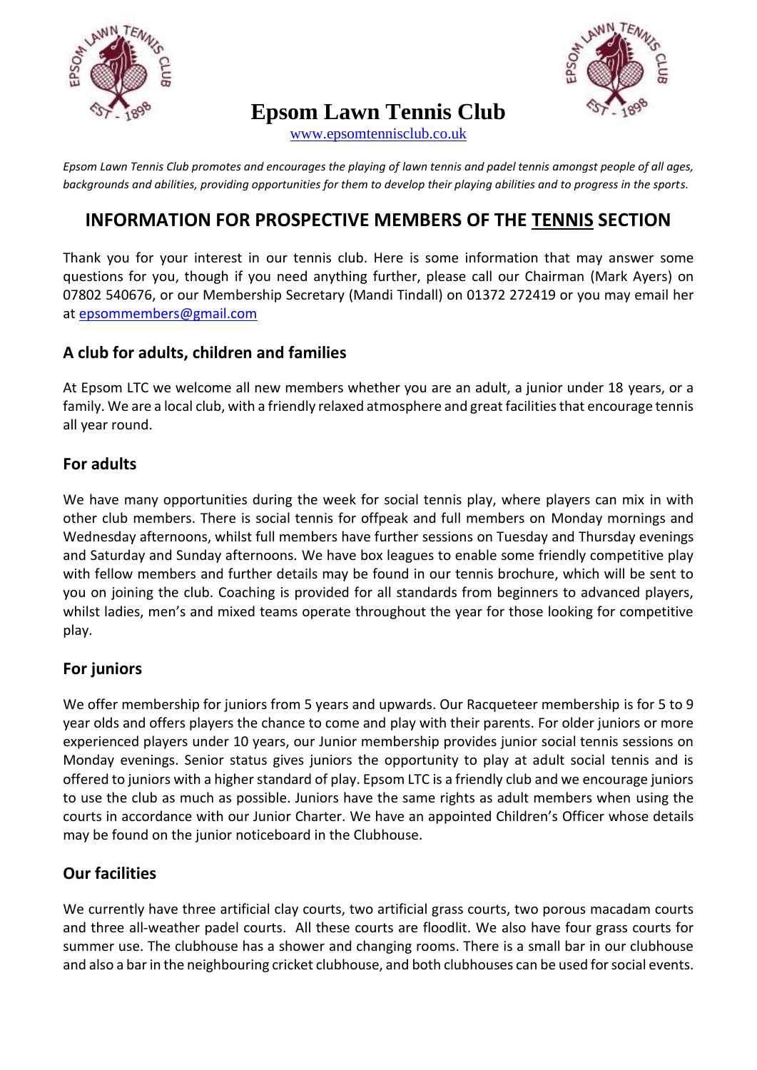# Epsom Lawn Tennis Club

www.epsomtennisclub.co.uk

*Epsom Lawn Tennis Club promotes and encourages the playing of lawn tennis and padel tennis amongst people of all ages, backgrounds and abilities, providing opportunities for them to develop their playing abilities and to progress in the sports.*

## INFORMATION FOR PROSPECTIVE MEMBERS OF THE <u>TENNIS</u> SECTION

Thank you for your interest in our tennis club. Here is some information that may answer some questions for you, though if you need anything further, please call our Chairman (Mark Ayers) on 07802 540676, or our Membership Secretary (Mandi Tindall) on 01372 272419 or you may email her at epsommembers@gmail.com

### A club for adults, children and families

At Epsom LTC we welcome all new members whether you are an adult, a junior under 18 years, or a family. We are a local club, with a friendly relaxed atmosphere and great facilities that encourage tennis all year round.

### For adults

We have many opportunities during the week for social tennis play, where players can mix in with other club members. There is social tennis for offpeak and full members on Monday mornings and Wednesday afternoons, whilst full members have further sessions on Tuesday and Thursday evenings and Saturday and Sunday afternoons. We have box leagues to enable some friendly competitive play with fellow members and further details may be found in our tennis brochure, which will be sent to you on joining the club. Coaching is provided for all standards from beginners to advanced players, whilst ladies, men's and mixed teams operate throughout the year for those looking for competitive play.

### For juniors

We offer membership for juniors from 5 years and upwards. Our Racqueteer membership is for 5 to 9 year olds and offers players the chance to come and play with their parents. For older juniors or more experienced players under 10 years, our Junior membership provides junior social tennis sessions on Monday evenings. Senior status gives juniors the opportunity to play at adult social tennis and is offered to juniors with a higher standard of play. Epsom LTC is a friendly club and we encourage juniors to use the club as much as possible. Juniors have the same rights as adult members when using the courts in accordance with our Junior Charter. We have an appointed Children's Officer whose details may be found on the junior noticeboard in the Clubhouse.

### Our facilities

We currently have three artificial clay courts, two artificial grass courts, two porous macadam courts and three all-weather padel courts. All these courts are floodlit. We also have four grass courts for summer use. The clubhouse has a shower and changing rooms. There is a small bar in our clubhouse and also a bar in the neighbouring cricket clubhouse, and both clubhouses can be used for social events.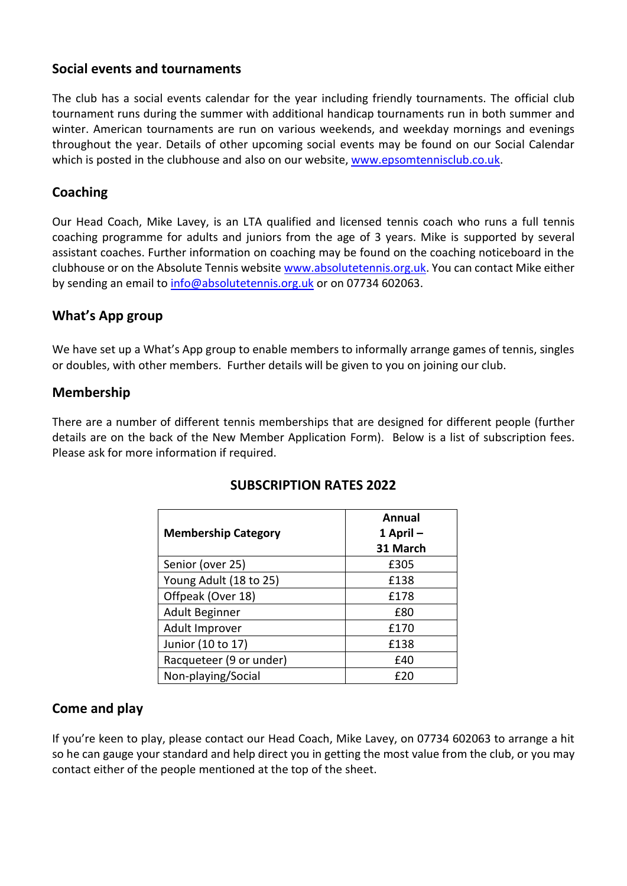## Social events and tournaments

The club has a social events calendar for the year including friendly tournaments. The official club tournament runs during the summer with additional handicap tournaments run in both summer and winter. American tournaments are run on various weekends, and weekday mornings and evenings throughout the year. Details of other upcoming social events may be found on our Social Calendar which is posted in the clubhouse and also on our website, www.epsomtennisclub.co.uk.

## Coaching

Our Head Coach, Mike Lavey, is an LTA qualified and licensed tennis coach who runs a full tennis coaching programme for adults and juniors from the age of 3 years. Mike is supported by several assistant coaches. Further information on coaching may be found on the coaching noticeboard in the clubhouse or on the Absolute Tennis website www.absolutetennis.org.uk. You can contact Mike either by sending an email to info@absolutetennis.org.uk or on 07734 602063.

## What's App group

We have set up a What's App group to enable members to informally arrange games of tennis, singles or doubles, with other members. Further details will be given to you on joining our club.

## Membership

There are a number of different tennis memberships that are designed for different people (further details are on the back of the New Member Application Form). Below is a list of subscription fees. Please ask for more information if required.

### SUBSCRIPTION RATES 2022

| Membership Category | Annual 1 April – 31 March |
|---|---|
| Senior (over 25) | £305 |
| Young Adult (18 to 25) | £138 |
| Offpeak (Over 18) | £178 |
| Adult Beginner | £80 |
| Adult Improver | £170 |
| Junior (10 to 17) | £138 |
| Racqueteer (9 or under) | £40 |
| Non-playing/Social | £20 |

## Come and play

If you're keen to play, please contact our Head Coach, Mike Lavey, on 07734 602063 to arrange a hit so he can gauge your standard and help direct you in getting the most value from the club, or you may contact either of the people mentioned at the top of the sheet.